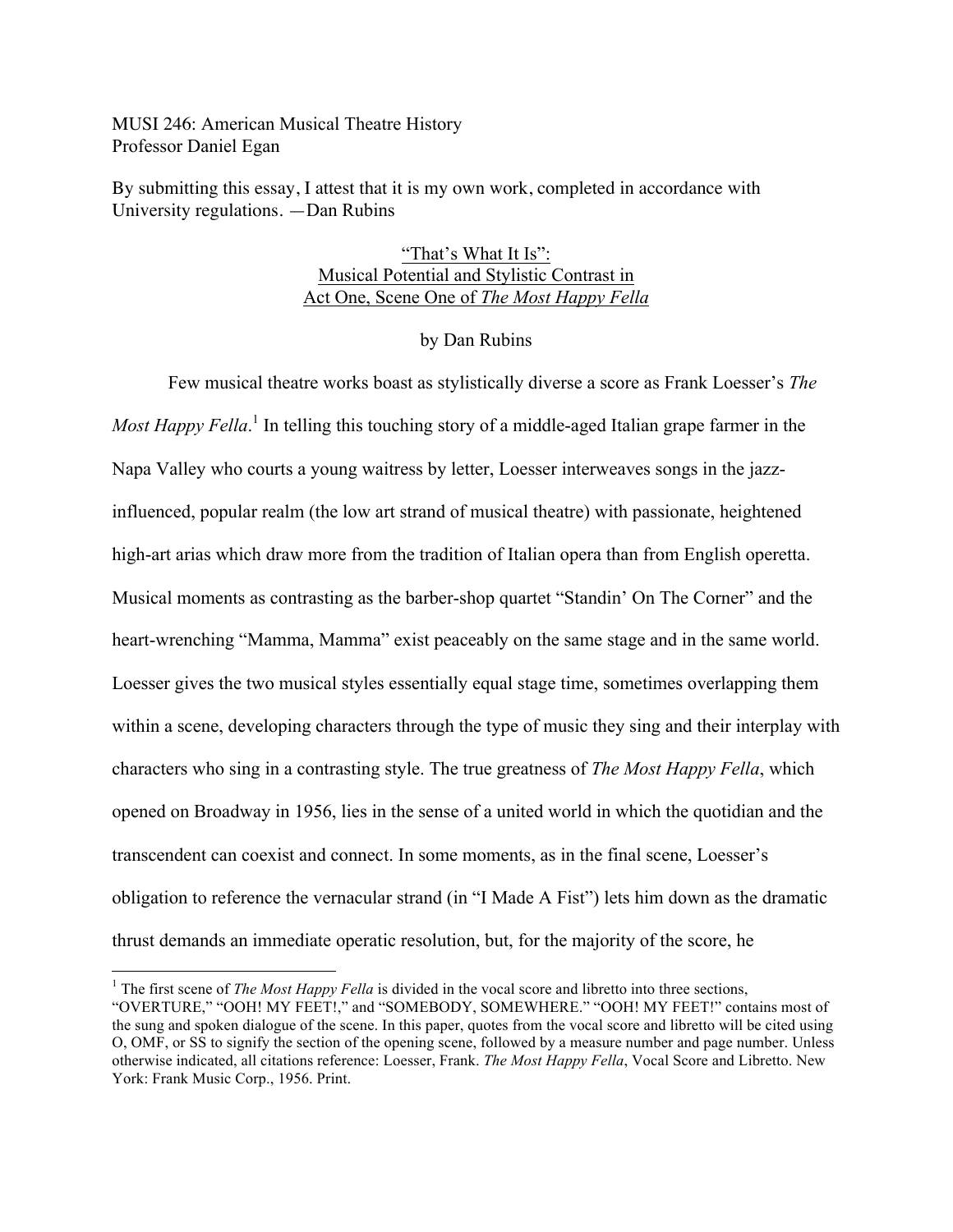MUSI 246: American Musical Theatre History
Professor Daniel Egan

By submitting this essay, I attest that it is my own work, completed in accordance with University regulations. —Dan Rubins

# "That's What It Is": Musical Potential and Stylistic Contrast in Act One, Scene One of *The Most Happy Fella*

by Dan Rubins

Few musical theatre works boast as stylistically diverse a score as Frank Loesser's *The Most Happy Fella*.[1] In telling this touching story of a middle-aged Italian grape farmer in the Napa Valley who courts a young waitress by letter, Loesser interweaves songs in the jazz-influenced, popular realm (the low art strand of musical theatre) with passionate, heightened high-art arias which draw more from the tradition of Italian opera than from English operetta. Musical moments as contrasting as the barber-shop quartet "Standin' On The Corner" and the heart-wrenching "Mamma, Mamma" exist peaceably on the same stage and in the same world. Loesser gives the two musical styles essentially equal stage time, sometimes overlapping them within a scene, developing characters through the type of music they sing and their interplay with characters who sing in a contrasting style. The true greatness of *The Most Happy Fella*, which opened on Broadway in 1956, lies in the sense of a united world in which the quotidian and the transcendent can coexist and connect. In some moments, as in the final scene, Loesser's obligation to reference the vernacular strand (in "I Made A Fist") lets him down as the dramatic thrust demands an immediate operatic resolution, but, for the majority of the score, he

---

[1] The first scene of *The Most Happy Fella* is divided in the vocal score and libretto into three sections, "OVERTURE," "OOH! MY FEET!," and "SOMEBODY, SOMEWHERE." "OOH! MY FEET!" contains most of the sung and spoken dialogue of the scene. In this paper, quotes from the vocal score and libretto will be cited using O, OMF, or SS to signify the section of the opening scene, followed by a measure number and page number. Unless otherwise indicated, all citations reference: Loesser, Frank. *The Most Happy Fella*, Vocal Score and Libretto. New York: Frank Music Corp., 1956. Print.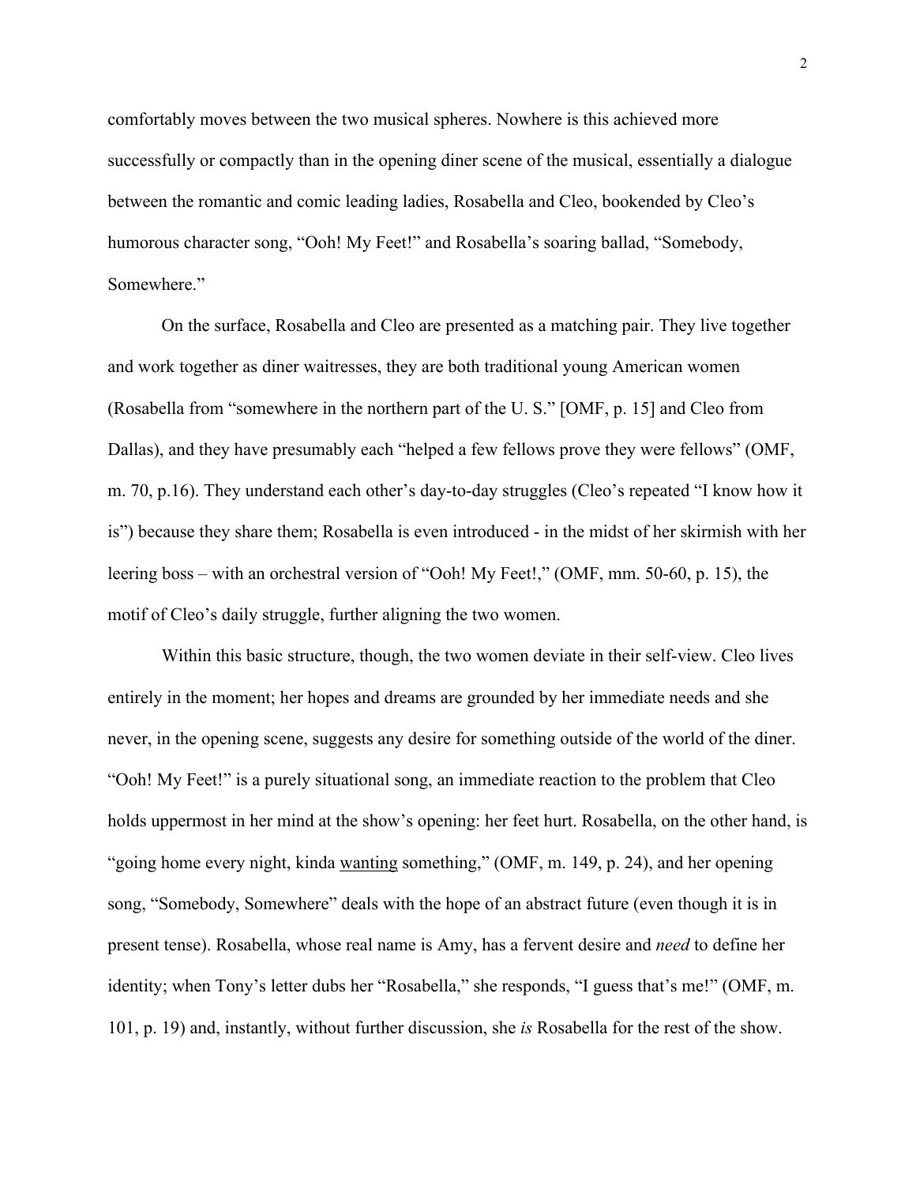comfortably moves between the two musical spheres. Nowhere is this achieved more successfully or compactly than in the opening diner scene of the musical, essentially a dialogue between the romantic and comic leading ladies, Rosabella and Cleo, bookended by Cleo's humorous character song, "Ooh! My Feet!" and Rosabella's soaring ballad, "Somebody, Somewhere."

On the surface, Rosabella and Cleo are presented as a matching pair. They live together and work together as diner waitresses, they are both traditional young American women (Rosabella from "somewhere in the northern part of the U. S." [OMF, p. 15] and Cleo from Dallas), and they have presumably each "helped a few fellows prove they were fellows" (OMF, m. 70, p.16). They understand each other's day-to-day struggles (Cleo's repeated "I know how it is") because they share them; Rosabella is even introduced - in the midst of her skirmish with her leering boss – with an orchestral version of "Ooh! My Feet!," (OMF, mm. 50-60, p. 15), the motif of Cleo's daily struggle, further aligning the two women.

Within this basic structure, though, the two women deviate in their self-view. Cleo lives entirely in the moment; her hopes and dreams are grounded by her immediate needs and she never, in the opening scene, suggests any desire for something outside of the world of the diner. "Ooh! My Feet!" is a purely situational song, an immediate reaction to the problem that Cleo holds uppermost in her mind at the show's opening: her feet hurt. Rosabella, on the other hand, is "going home every night, kinda <u>wanting</u> something," (OMF, m. 149, p. 24), and her opening song, "Somebody, Somewhere" deals with the hope of an abstract future (even though it is in present tense). Rosabella, whose real name is Amy, has a fervent desire and *need* to define her identity; when Tony's letter dubs her "Rosabella," she responds, "I guess that's me!" (OMF, m. 101, p. 19) and, instantly, without further discussion, she *is* Rosabella for the rest of the show.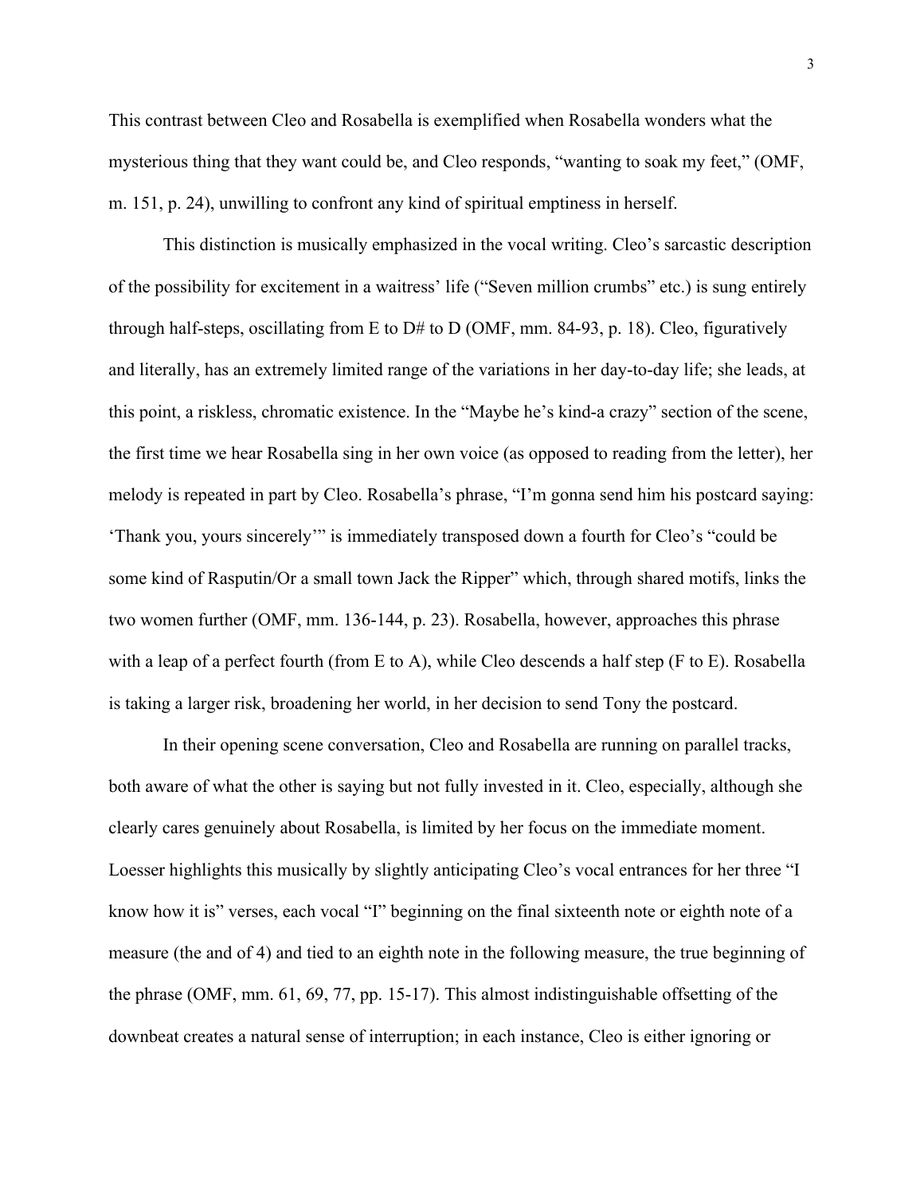This contrast between Cleo and Rosabella is exemplified when Rosabella wonders what the mysterious thing that they want could be, and Cleo responds, "wanting to soak my feet," (OMF, m. 151, p. 24), unwilling to confront any kind of spiritual emptiness in herself.

This distinction is musically emphasized in the vocal writing. Cleo's sarcastic description of the possibility for excitement in a waitress' life ("Seven million crumbs" etc.) is sung entirely through half-steps, oscillating from E to D# to D (OMF, mm. 84-93, p. 18). Cleo, figuratively and literally, has an extremely limited range of the variations in her day-to-day life; she leads, at this point, a riskless, chromatic existence. In the "Maybe he's kind-a crazy" section of the scene, the first time we hear Rosabella sing in her own voice (as opposed to reading from the letter), her melody is repeated in part by Cleo. Rosabella's phrase, "I'm gonna send him his postcard saying: 'Thank you, yours sincerely'" is immediately transposed down a fourth for Cleo's "could be some kind of Rasputin/Or a small town Jack the Ripper" which, through shared motifs, links the two women further (OMF, mm. 136-144, p. 23). Rosabella, however, approaches this phrase with a leap of a perfect fourth (from E to A), while Cleo descends a half step (F to E). Rosabella is taking a larger risk, broadening her world, in her decision to send Tony the postcard.

In their opening scene conversation, Cleo and Rosabella are running on parallel tracks, both aware of what the other is saying but not fully invested in it. Cleo, especially, although she clearly cares genuinely about Rosabella, is limited by her focus on the immediate moment. Loesser highlights this musically by slightly anticipating Cleo's vocal entrances for her three "I know how it is" verses, each vocal "I" beginning on the final sixteenth note or eighth note of a measure (the and of 4) and tied to an eighth note in the following measure, the true beginning of the phrase (OMF, mm. 61, 69, 77, pp. 15-17). This almost indistinguishable offsetting of the downbeat creates a natural sense of interruption; in each instance, Cleo is either ignoring or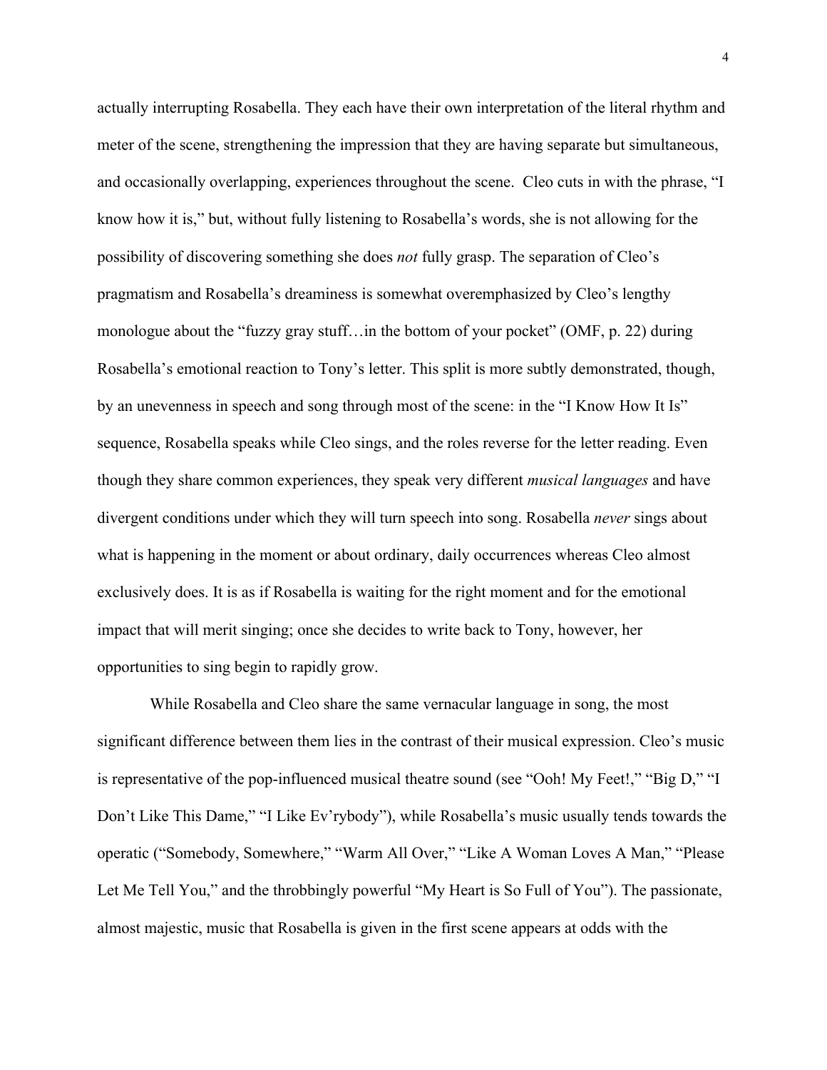actually interrupting Rosabella. They each have their own interpretation of the literal rhythm and meter of the scene, strengthening the impression that they are having separate but simultaneous, and occasionally overlapping, experiences throughout the scene. Cleo cuts in with the phrase, "I know how it is," but, without fully listening to Rosabella's words, she is not allowing for the possibility of discovering something she does *not* fully grasp. The separation of Cleo's pragmatism and Rosabella's dreaminess is somewhat overemphasized by Cleo's lengthy monologue about the "fuzzy gray stuff…in the bottom of your pocket" (OMF, p. 22) during Rosabella's emotional reaction to Tony's letter. This split is more subtly demonstrated, though, by an unevenness in speech and song through most of the scene: in the "I Know How It Is" sequence, Rosabella speaks while Cleo sings, and the roles reverse for the letter reading. Even though they share common experiences, they speak very different *musical languages* and have divergent conditions under which they will turn speech into song. Rosabella *never* sings about what is happening in the moment or about ordinary, daily occurrences whereas Cleo almost exclusively does. It is as if Rosabella is waiting for the right moment and for the emotional impact that will merit singing; once she decides to write back to Tony, however, her opportunities to sing begin to rapidly grow.

While Rosabella and Cleo share the same vernacular language in song, the most significant difference between them lies in the contrast of their musical expression. Cleo's music is representative of the pop-influenced musical theatre sound (see "Ooh! My Feet!," "Big D," "I Don't Like This Dame," "I Like Ev'rybody"), while Rosabella's music usually tends towards the operatic ("Somebody, Somewhere," "Warm All Over," "Like A Woman Loves A Man," "Please Let Me Tell You," and the throbbingly powerful "My Heart is So Full of You"). The passionate, almost majestic, music that Rosabella is given in the first scene appears at odds with the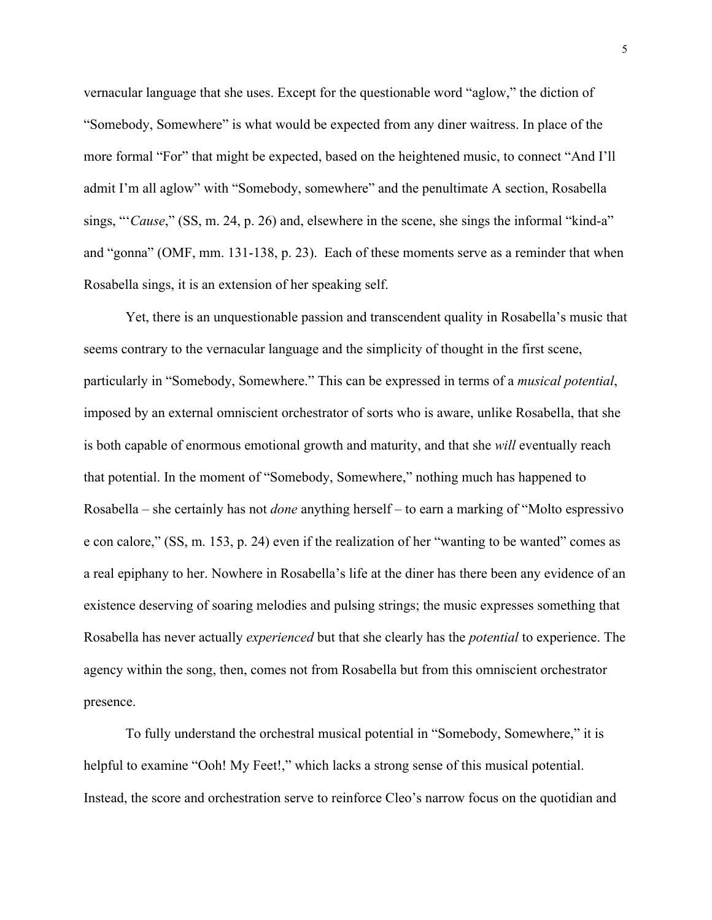vernacular language that she uses. Except for the questionable word "aglow," the diction of "Somebody, Somewhere" is what would be expected from any diner waitress. In place of the more formal "For" that might be expected, based on the heightened music, to connect "And I'll admit I'm all aglow" with "Somebody, somewhere" and the penultimate A section, Rosabella sings, "'*Cause*," (SS, m. 24, p. 26) and, elsewhere in the scene, she sings the informal "kind-a" and "gonna" (OMF, mm. 131-138, p. 23). Each of these moments serve as a reminder that when Rosabella sings, it is an extension of her speaking self.

Yet, there is an unquestionable passion and transcendent quality in Rosabella's music that seems contrary to the vernacular language and the simplicity of thought in the first scene, particularly in "Somebody, Somewhere." This can be expressed in terms of a *musical potential*, imposed by an external omniscient orchestrator of sorts who is aware, unlike Rosabella, that she is both capable of enormous emotional growth and maturity, and that she *will* eventually reach that potential. In the moment of "Somebody, Somewhere," nothing much has happened to Rosabella – she certainly has not *done* anything herself – to earn a marking of "Molto espressivo e con calore," (SS, m. 153, p. 24) even if the realization of her "wanting to be wanted" comes as a real epiphany to her. Nowhere in Rosabella's life at the diner has there been any evidence of an existence deserving of soaring melodies and pulsing strings; the music expresses something that Rosabella has never actually *experienced* but that she clearly has the *potential* to experience. The agency within the song, then, comes not from Rosabella but from this omniscient orchestrator presence.

To fully understand the orchestral musical potential in "Somebody, Somewhere," it is helpful to examine "Ooh! My Feet!," which lacks a strong sense of this musical potential. Instead, the score and orchestration serve to reinforce Cleo's narrow focus on the quotidian and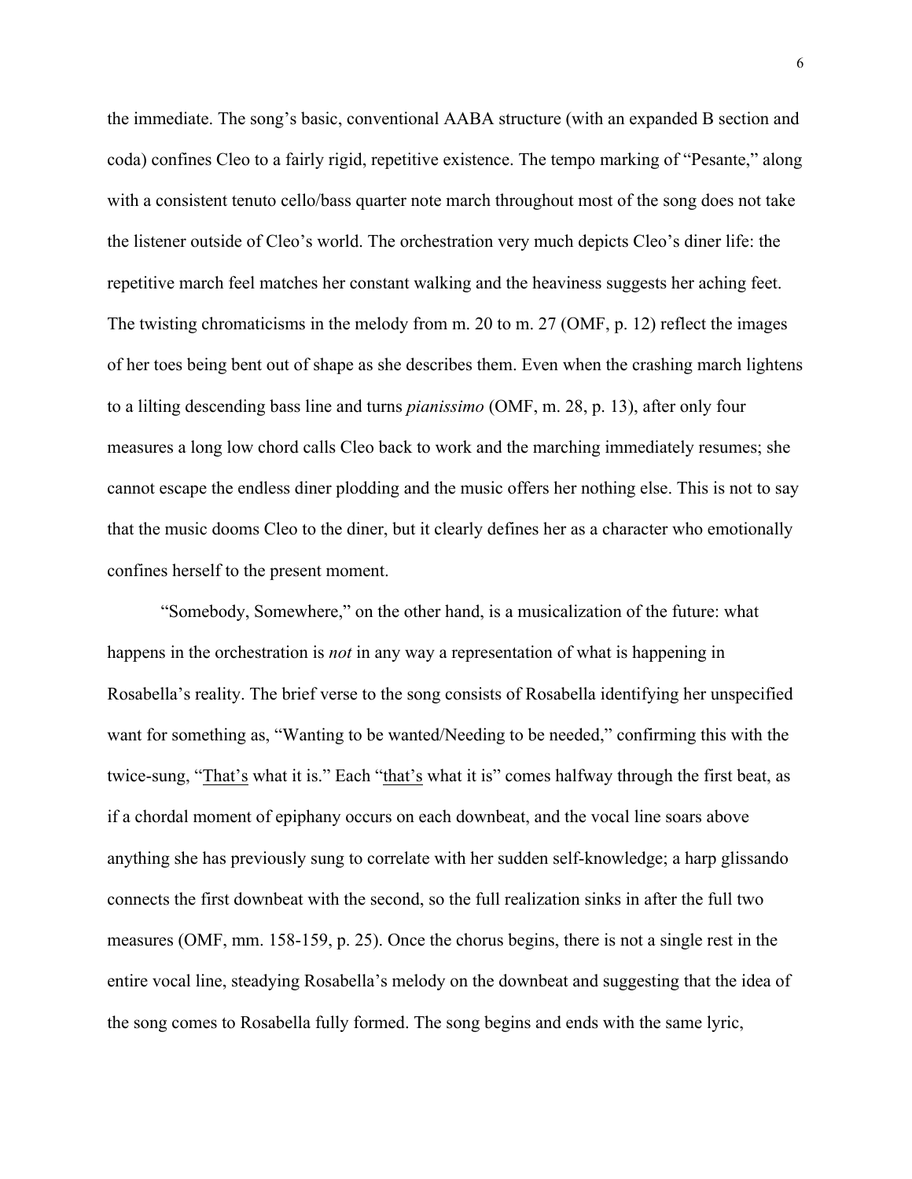the immediate. The song's basic, conventional AABA structure (with an expanded B section and coda) confines Cleo to a fairly rigid, repetitive existence. The tempo marking of "Pesante," along with a consistent tenuto cello/bass quarter note march throughout most of the song does not take the listener outside of Cleo's world. The orchestration very much depicts Cleo's diner life: the repetitive march feel matches her constant walking and the heaviness suggests her aching feet. The twisting chromaticisms in the melody from m. 20 to m. 27 (OMF, p. 12) reflect the images of her toes being bent out of shape as she describes them. Even when the crashing march lightens to a lilting descending bass line and turns *pianissimo* (OMF, m. 28, p. 13), after only four measures a long low chord calls Cleo back to work and the marching immediately resumes; she cannot escape the endless diner plodding and the music offers her nothing else. This is not to say that the music dooms Cleo to the diner, but it clearly defines her as a character who emotionally confines herself to the present moment.

"Somebody, Somewhere," on the other hand, is a musicalization of the future: what happens in the orchestration is *not* in any way a representation of what is happening in Rosabella's reality. The brief verse to the song consists of Rosabella identifying her unspecified want for something as, "Wanting to be wanted/Needing to be needed," confirming this with the twice-sung, "<u>That's</u> what it is." Each "<u>that's</u> what it is" comes halfway through the first beat, as if a chordal moment of epiphany occurs on each downbeat, and the vocal line soars above anything she has previously sung to correlate with her sudden self-knowledge; a harp glissando connects the first downbeat with the second, so the full realization sinks in after the full two measures (OMF, mm. 158-159, p. 25). Once the chorus begins, there is not a single rest in the entire vocal line, steadying Rosabella's melody on the downbeat and suggesting that the idea of the song comes to Rosabella fully formed. The song begins and ends with the same lyric,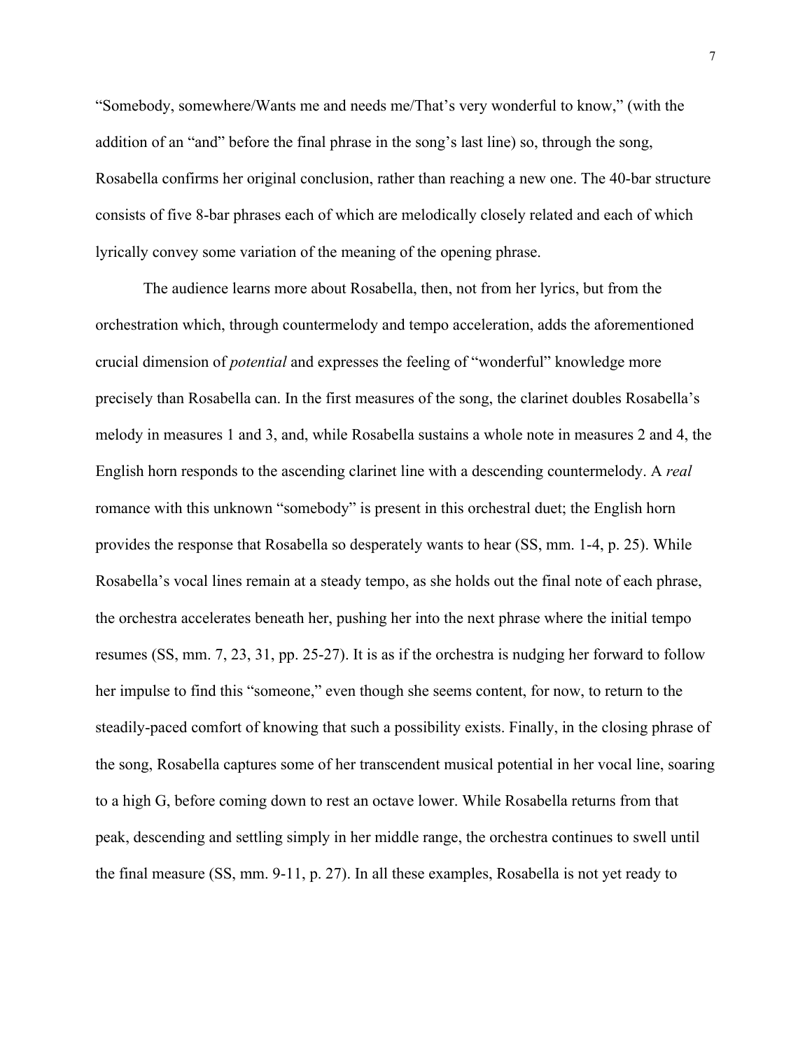"Somebody, somewhere/Wants me and needs me/That's very wonderful to know," (with the addition of an "and" before the final phrase in the song's last line) so, through the song, Rosabella confirms her original conclusion, rather than reaching a new one. The 40-bar structure consists of five 8-bar phrases each of which are melodically closely related and each of which lyrically convey some variation of the meaning of the opening phrase.

The audience learns more about Rosabella, then, not from her lyrics, but from the orchestration which, through countermelody and tempo acceleration, adds the aforementioned crucial dimension of *potential* and expresses the feeling of "wonderful" knowledge more precisely than Rosabella can. In the first measures of the song, the clarinet doubles Rosabella's melody in measures 1 and 3, and, while Rosabella sustains a whole note in measures 2 and 4, the English horn responds to the ascending clarinet line with a descending countermelody. A *real* romance with this unknown "somebody" is present in this orchestral duet; the English horn provides the response that Rosabella so desperately wants to hear (SS, mm. 1-4, p. 25). While Rosabella's vocal lines remain at a steady tempo, as she holds out the final note of each phrase, the orchestra accelerates beneath her, pushing her into the next phrase where the initial tempo resumes (SS, mm. 7, 23, 31, pp. 25-27). It is as if the orchestra is nudging her forward to follow her impulse to find this "someone," even though she seems content, for now, to return to the steadily-paced comfort of knowing that such a possibility exists. Finally, in the closing phrase of the song, Rosabella captures some of her transcendent musical potential in her vocal line, soaring to a high G, before coming down to rest an octave lower. While Rosabella returns from that peak, descending and settling simply in her middle range, the orchestra continues to swell until the final measure (SS, mm. 9-11, p. 27). In all these examples, Rosabella is not yet ready to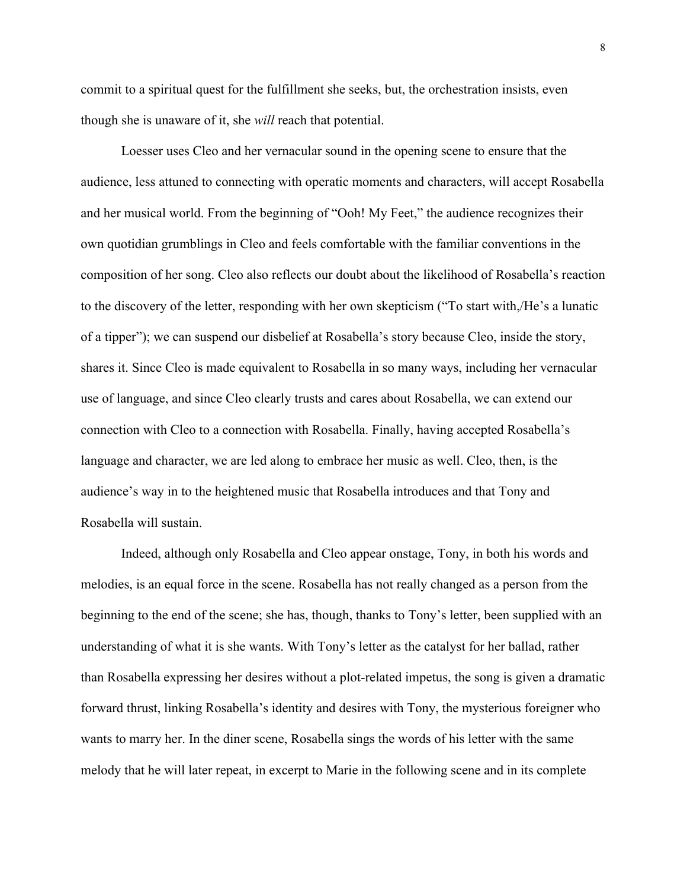commit to a spiritual quest for the fulfillment she seeks, but, the orchestration insists, even though she is unaware of it, she *will* reach that potential.

Loesser uses Cleo and her vernacular sound in the opening scene to ensure that the audience, less attuned to connecting with operatic moments and characters, will accept Rosabella and her musical world. From the beginning of "Ooh! My Feet," the audience recognizes their own quotidian grumblings in Cleo and feels comfortable with the familiar conventions in the composition of her song. Cleo also reflects our doubt about the likelihood of Rosabella's reaction to the discovery of the letter, responding with her own skepticism ("To start with,/He's a lunatic of a tipper"); we can suspend our disbelief at Rosabella's story because Cleo, inside the story, shares it. Since Cleo is made equivalent to Rosabella in so many ways, including her vernacular use of language, and since Cleo clearly trusts and cares about Rosabella, we can extend our connection with Cleo to a connection with Rosabella. Finally, having accepted Rosabella's language and character, we are led along to embrace her music as well. Cleo, then, is the audience's way in to the heightened music that Rosabella introduces and that Tony and Rosabella will sustain.

Indeed, although only Rosabella and Cleo appear onstage, Tony, in both his words and melodies, is an equal force in the scene. Rosabella has not really changed as a person from the beginning to the end of the scene; she has, though, thanks to Tony's letter, been supplied with an understanding of what it is she wants. With Tony's letter as the catalyst for her ballad, rather than Rosabella expressing her desires without a plot-related impetus, the song is given a dramatic forward thrust, linking Rosabella's identity and desires with Tony, the mysterious foreigner who wants to marry her. In the diner scene, Rosabella sings the words of his letter with the same melody that he will later repeat, in excerpt to Marie in the following scene and in its complete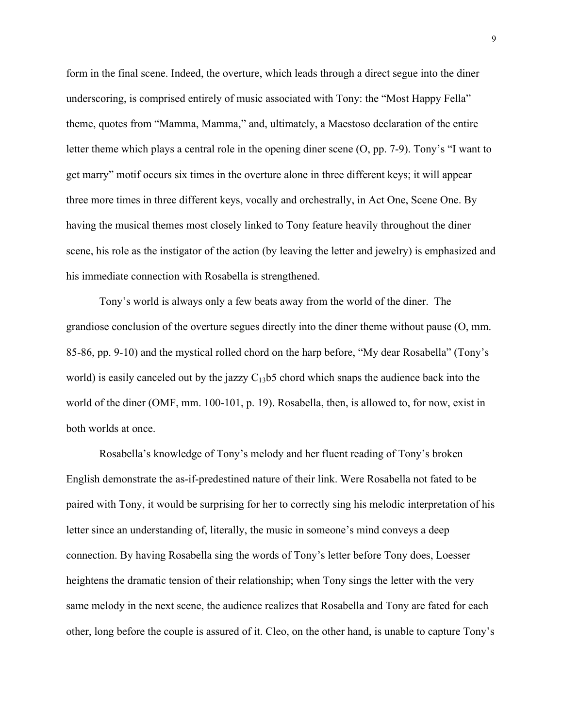form in the final scene. Indeed, the overture, which leads through a direct segue into the diner underscoring, is comprised entirely of music associated with Tony: the "Most Happy Fella" theme, quotes from "Mamma, Mamma," and, ultimately, a Maestoso declaration of the entire letter theme which plays a central role in the opening diner scene (O, pp. 7-9). Tony's "I want to get marry" motif occurs six times in the overture alone in three different keys; it will appear three more times in three different keys, vocally and orchestrally, in Act One, Scene One. By having the musical themes most closely linked to Tony feature heavily throughout the diner scene, his role as the instigator of the action (by leaving the letter and jewelry) is emphasized and his immediate connection with Rosabella is strengthened.

Tony's world is always only a few beats away from the world of the diner. The grandiose conclusion of the overture segues directly into the diner theme without pause (O, mm. 85-86, pp. 9-10) and the mystical rolled chord on the harp before, "My dear Rosabella" (Tony's world) is easily canceled out by the jazzy $C_{13}b5$ chord which snaps the audience back into the world of the diner (OMF, mm. 100-101, p. 19). Rosabella, then, is allowed to, for now, exist in both worlds at once.

Rosabella's knowledge of Tony's melody and her fluent reading of Tony's broken English demonstrate the as-if-predestined nature of their link. Were Rosabella not fated to be paired with Tony, it would be surprising for her to correctly sing his melodic interpretation of his letter since an understanding of, literally, the music in someone's mind conveys a deep connection. By having Rosabella sing the words of Tony's letter before Tony does, Loesser heightens the dramatic tension of their relationship; when Tony sings the letter with the very same melody in the next scene, the audience realizes that Rosabella and Tony are fated for each other, long before the couple is assured of it. Cleo, on the other hand, is unable to capture Tony's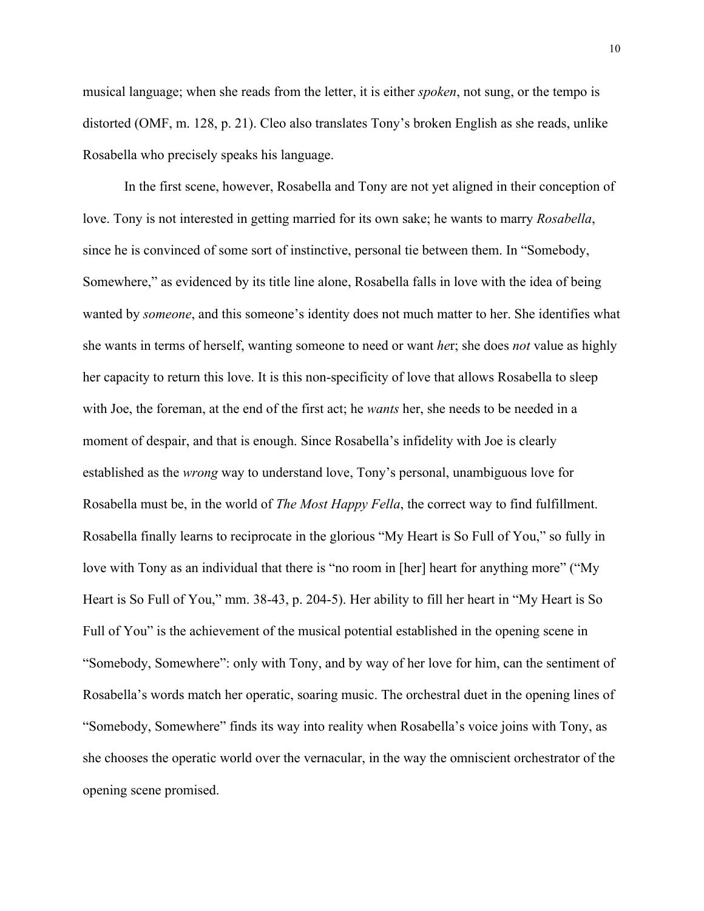musical language; when she reads from the letter, it is either *spoken*, not sung, or the tempo is distorted (OMF, m. 128, p. 21). Cleo also translates Tony's broken English as she reads, unlike Rosabella who precisely speaks his language.

In the first scene, however, Rosabella and Tony are not yet aligned in their conception of love. Tony is not interested in getting married for its own sake; he wants to marry *Rosabella*, since he is convinced of some sort of instinctive, personal tie between them. In "Somebody, Somewhere," as evidenced by its title line alone, Rosabella falls in love with the idea of being wanted by *someone*, and this someone's identity does not much matter to her. She identifies what she wants in terms of herself, wanting someone to need or want *her*; she does *not* value as highly her capacity to return this love. It is this non-specificity of love that allows Rosabella to sleep with Joe, the foreman, at the end of the first act; he *wants* her, she needs to be needed in a moment of despair, and that is enough. Since Rosabella's infidelity with Joe is clearly established as the *wrong* way to understand love, Tony's personal, unambiguous love for Rosabella must be, in the world of *The Most Happy Fella*, the correct way to find fulfillment. Rosabella finally learns to reciprocate in the glorious "My Heart is So Full of You," so fully in love with Tony as an individual that there is "no room in [her] heart for anything more" ("My Heart is So Full of You," mm. 38-43, p. 204-5). Her ability to fill her heart in "My Heart is So Full of You" is the achievement of the musical potential established in the opening scene in "Somebody, Somewhere": only with Tony, and by way of her love for him, can the sentiment of Rosabella's words match her operatic, soaring music. The orchestral duet in the opening lines of "Somebody, Somewhere" finds its way into reality when Rosabella's voice joins with Tony, as she chooses the operatic world over the vernacular, in the way the omniscient orchestrator of the opening scene promised.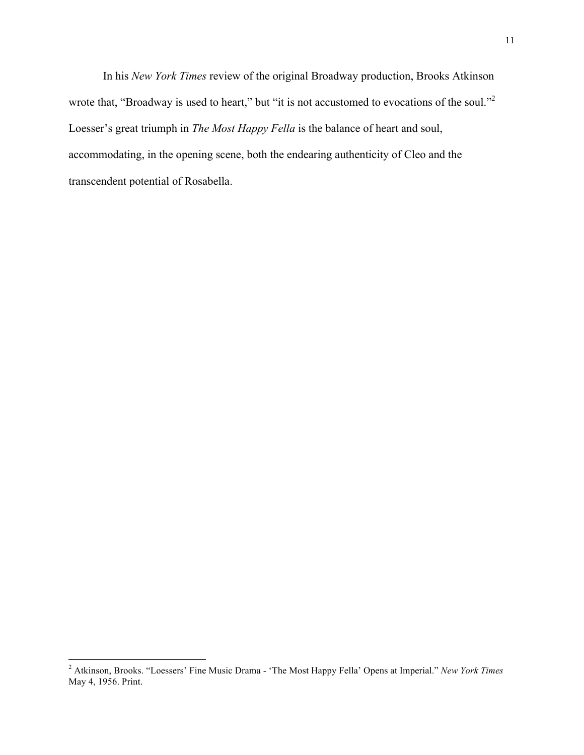In his *New York Times* review of the original Broadway production, Brooks Atkinson wrote that, "Broadway is used to heart," but "it is not accustomed to evocations of the soul."[2] Loesser's great triumph in *The Most Happy Fella* is the balance of heart and soul, accommodating, in the opening scene, both the endearing authenticity of Cleo and the transcendent potential of Rosabella.

---

[2] Atkinson, Brooks. "Loessers' Fine Music Drama - 'The Most Happy Fella' Opens at Imperial." *New York Times* May 4, 1956. Print.